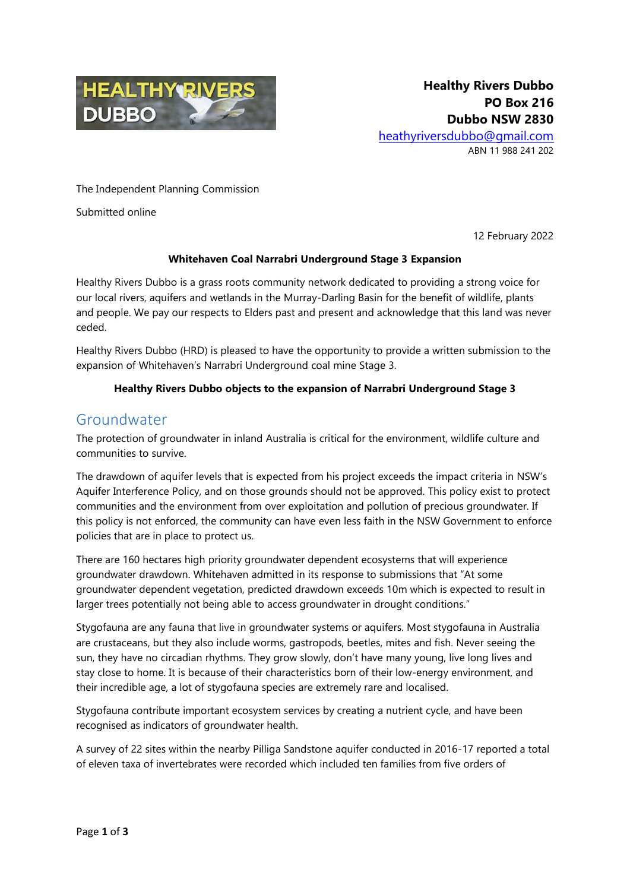**Healthy Rivers Dubbo**
**PO Box 216**
**Dubbo NSW 2830**
heathyriversdubbo@gmail.com
ABN 11 988 241 202

The Independent Planning Commission

Submitted online

12 February 2022

**Whitehaven Coal Narrabri Underground Stage 3 Expansion**

Healthy Rivers Dubbo is a grass roots community network dedicated to providing a strong voice for our local rivers, aquifers and wetlands in the Murray-Darling Basin for the benefit of wildlife, plants and people. We pay our respects to Elders past and present and acknowledge that this land was never ceded.

Healthy Rivers Dubbo (HRD) is pleased to have the opportunity to provide a written submission to the expansion of Whitehaven's Narrabri Underground coal mine Stage 3.

**Healthy Rivers Dubbo objects to the expansion of Narrabri Underground Stage 3**

## Groundwater

The protection of groundwater in inland Australia is critical for the environment, wildlife culture and communities to survive.

The drawdown of aquifer levels that is expected from his project exceeds the impact criteria in NSW's Aquifer Interference Policy, and on those grounds should not be approved. This policy exist to protect communities and the environment from over exploitation and pollution of precious groundwater. If this policy is not enforced, the community can have even less faith in the NSW Government to enforce policies that are in place to protect us.

There are 160 hectares high priority groundwater dependent ecosystems that will experience groundwater drawdown. Whitehaven admitted in its response to submissions that "At some groundwater dependent vegetation, predicted drawdown exceeds 10m which is expected to result in larger trees potentially not being able to access groundwater in drought conditions."

Stygofauna are any fauna that live in groundwater systems or aquifers. Most stygofauna in Australia are crustaceans, but they also include worms, gastropods, beetles, mites and fish. Never seeing the sun, they have no circadian rhythms. They grow slowly, don't have many young, live long lives and stay close to home. It is because of their characteristics born of their low-energy environment, and their incredible age, a lot of stygofauna species are extremely rare and localised.

Stygofauna contribute important ecosystem services by creating a nutrient cycle, and have been recognised as indicators of groundwater health.

A survey of 22 sites within the nearby Pilliga Sandstone aquifer conducted in 2016-17 reported a total of eleven taxa of invertebrates were recorded which included ten families from five orders of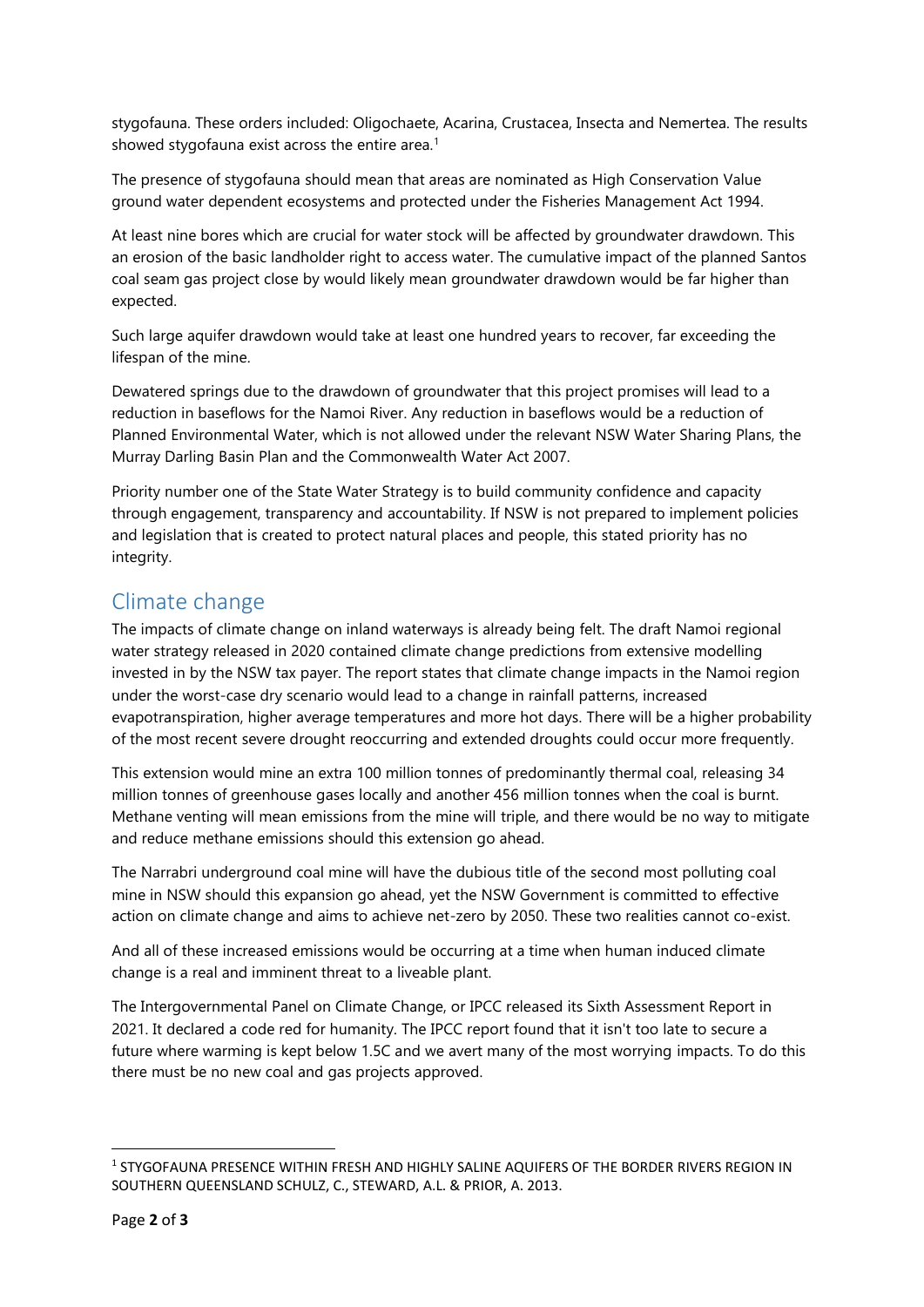stygofauna. These orders included: Oligochaete, Acarina, Crustacea, Insecta and Nemertea. The results showed stygofauna exist across the entire area.[1]

The presence of stygofauna should mean that areas are nominated as High Conservation Value ground water dependent ecosystems and protected under the Fisheries Management Act 1994.

At least nine bores which are crucial for water stock will be affected by groundwater drawdown. This an erosion of the basic landholder right to access water. The cumulative impact of the planned Santos coal seam gas project close by would likely mean groundwater drawdown would be far higher than expected.

Such large aquifer drawdown would take at least one hundred years to recover, far exceeding the lifespan of the mine.

Dewatered springs due to the drawdown of groundwater that this project promises will lead to a reduction in baseflows for the Namoi River. Any reduction in baseflows would be a reduction of Planned Environmental Water, which is not allowed under the relevant NSW Water Sharing Plans, the Murray Darling Basin Plan and the Commonwealth Water Act 2007.

Priority number one of the State Water Strategy is to build community confidence and capacity through engagement, transparency and accountability. If NSW is not prepared to implement policies and legislation that is created to protect natural places and people, this stated priority has no integrity.

## Climate change

The impacts of climate change on inland waterways is already being felt. The draft Namoi regional water strategy released in 2020 contained climate change predictions from extensive modelling invested in by the NSW tax payer. The report states that climate change impacts in the Namoi region under the worst-case dry scenario would lead to a change in rainfall patterns, increased evapotranspiration, higher average temperatures and more hot days. There will be a higher probability of the most recent severe drought reoccurring and extended droughts could occur more frequently.

This extension would mine an extra 100 million tonnes of predominantly thermal coal, releasing 34 million tonnes of greenhouse gases locally and another 456 million tonnes when the coal is burnt. Methane venting will mean emissions from the mine will triple, and there would be no way to mitigate and reduce methane emissions should this extension go ahead.

The Narrabri underground coal mine will have the dubious title of the second most polluting coal mine in NSW should this expansion go ahead, yet the NSW Government is committed to effective action on climate change and aims to achieve net-zero by 2050. These two realities cannot co-exist.

And all of these increased emissions would be occurring at a time when human induced climate change is a real and imminent threat to a liveable plant.

The Intergovernmental Panel on Climate Change, or IPCC released its Sixth Assessment Report in 2021. It declared a code red for humanity. The IPCC report found that it isn't too late to secure a future where warming is kept below 1.5C and we avert many of the most worrying impacts. To do this there must be no new coal and gas projects approved.

---

[1] STYGOFAUNA PRESENCE WITHIN FRESH AND HIGHLY SALINE AQUIFERS OF THE BORDER RIVERS REGION IN SOUTHERN QUEENSLAND SCHULZ, C., STEWARD, A.L. & PRIOR, A. 2013.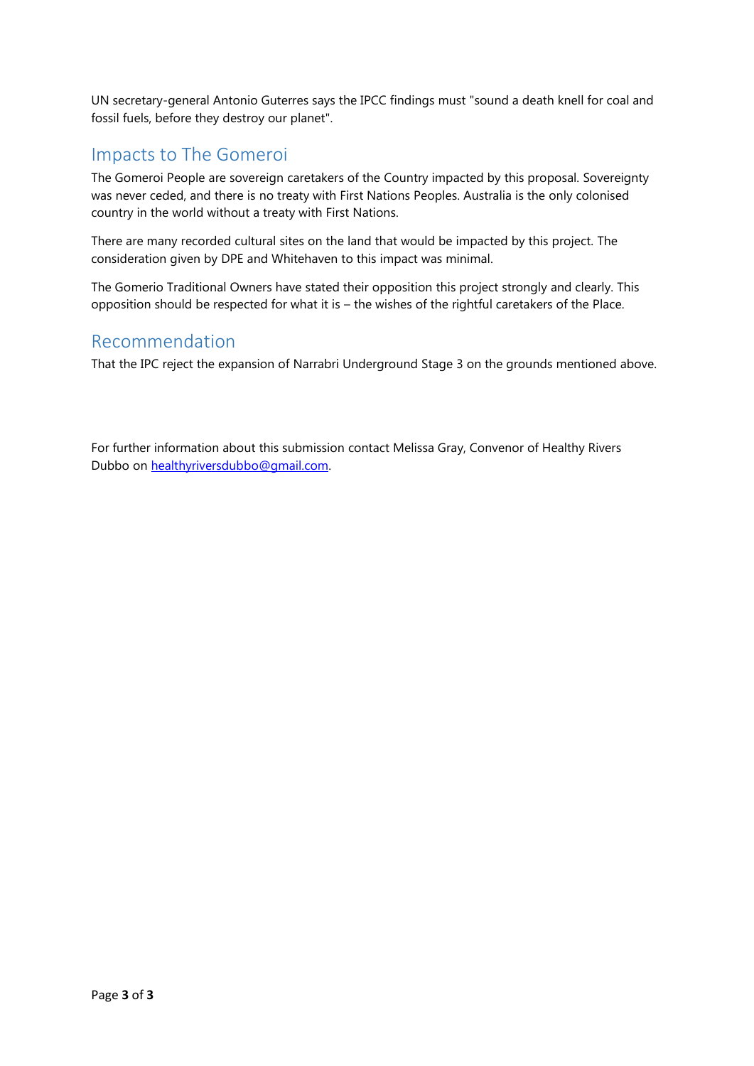UN secretary-general Antonio Guterres says the IPCC findings must "sound a death knell for coal and fossil fuels, before they destroy our planet".

## Impacts to The Gomeroi

The Gomeroi People are sovereign caretakers of the Country impacted by this proposal. Sovereignty was never ceded, and there is no treaty with First Nations Peoples. Australia is the only colonised country in the world without a treaty with First Nations.

There are many recorded cultural sites on the land that would be impacted by this project. The consideration given by DPE and Whitehaven to this impact was minimal.

The Gomerio Traditional Owners have stated their opposition this project strongly and clearly. This opposition should be respected for what it is – the wishes of the rightful caretakers of the Place.

## Recommendation

That the IPC reject the expansion of Narrabri Underground Stage 3 on the grounds mentioned above.

For further information about this submission contact Melissa Gray, Convenor of Healthy Rivers Dubbo on healthyriversdubbo@gmail.com.